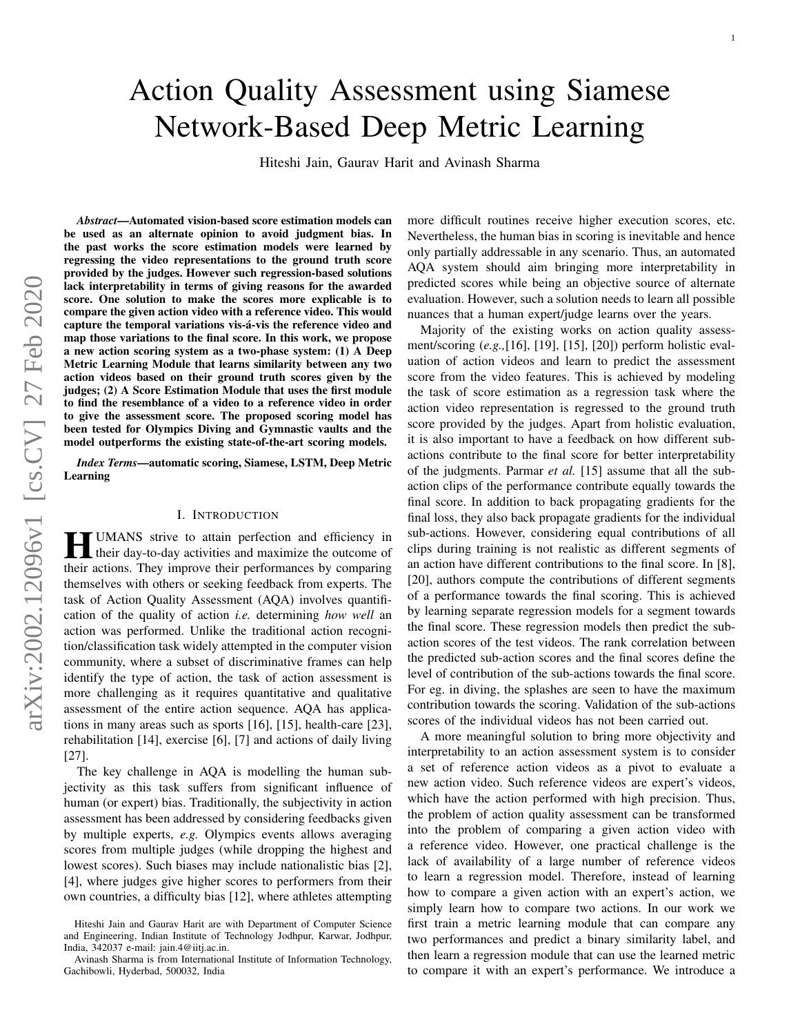# Action Quality Assessment using Siamese Network-Based Deep Metric Learning

Hiteshi Jain, Gaurav Harit and Avinash Sharma

***Abstract*—Automated vision-based score estimation models can be used as an alternate opinion to avoid judgment bias. In the past works the score estimation models were learned by regressing the video representations to the ground truth score provided by the judges. However such regression-based solutions lack interpretability in terms of giving reasons for the awarded score. One solution to make the scores more explicable is to compare the given action video with a reference video. This would capture the temporal variations vis-á-vis the reference video and map those variations to the final score. In this work, we propose a new action scoring system as a two-phase system: (1) A Deep Metric Learning Module that learns similarity between any two action videos based on their ground truth scores given by the judges; (2) A Score Estimation Module that uses the first module to find the resemblance of a video to a reference video in order to give the assessment score. The proposed scoring model has been tested for Olympics Diving and Gymnastic vaults and the model outperforms the existing state-of-the-art scoring models.**

***Index Terms*—automatic scoring, Siamese, LSTM, Deep Metric Learning**

## I. Introduction

Humans strive to attain perfection and efficiency in their day-to-day activities and maximize the outcome of their actions. They improve their performances by comparing themselves with others or seeking feedback from experts. The task of Action Quality Assessment (AQA) involves quantification of the quality of action *i.e.* determining *how well* an action was performed. Unlike the traditional action recognition/classification task widely attempted in the computer vision community, where a subset of discriminative frames can help identify the type of action, the task of action assessment is more challenging as it requires quantitative and qualitative assessment of the entire action sequence. AQA has applications in many areas such as sports [16], [15], health-care [23], rehabilitation [14], exercise [6], [7] and actions of daily living [27].

The key challenge in AQA is modelling the human subjectivity as this task suffers from significant influence of human (or expert) bias. Traditionally, the subjectivity in action assessment has been addressed by considering feedbacks given by multiple experts, *e.g.* Olympics events allows averaging scores from multiple judges (while dropping the highest and lowest scores). Such biases may include nationalistic bias [2], [4], where judges give higher scores to performers from their own countries, a difficulty bias [12], where athletes attempting more difficult routines receive higher execution scores, etc. Nevertheless, the human bias in scoring is inevitable and hence only partially addressable in any scenario. Thus, an automated AQA system should aim bringing more interpretability in predicted scores while being an objective source of alternate evaluation. However, such a solution needs to learn all possible nuances that a human expert/judge learns over the years.

Majority of the existing works on action quality assessment/scoring (*e.g.,*[16], [19], [15], [20]) perform holistic evaluation of action videos and learn to predict the assessment score from the video features. This is achieved by modeling the task of score estimation as a regression task where the action video representation is regressed to the ground truth score provided by the judges. Apart from holistic evaluation, it is also important to have a feedback on how different sub-actions contribute to the final score for better interpretability of the judgments. Parmar *et al.* [15] assume that all the sub-action clips of the performance contribute equally towards the final score. In addition to back propagating gradients for the final loss, they also back propagate gradients for the individual sub-actions. However, considering equal contributions of all clips during training is not realistic as different segments of an action have different contributions to the final score. In [8], [20], authors compute the contributions of different segments of a performance towards the final scoring. This is achieved by learning separate regression models for a segment towards the final score. These regression models then predict the sub-action scores of the test videos. The rank correlation between the predicted sub-action scores and the final scores define the level of contribution of the sub-actions towards the final score. For eg. in diving, the splashes are seen to have the maximum contribution towards the scoring. Validation of the sub-actions scores of the individual videos has not been carried out.

A more meaningful solution to bring more objectivity and interpretability to an action assessment system is to consider a set of reference action videos as a pivot to evaluate a new action video. Such reference videos are expert's videos, which have the action performed with high precision. Thus, the problem of action quality assessment can be transformed into the problem of comparing a given action video with a reference video. However, one practical challenge is the lack of availability of a large number of reference videos to learn a regression model. Therefore, instead of learning how to compare a given action with an expert's action, we simply learn how to compare two actions. In our work we first train a metric learning module that can compare any two performances and predict a binary similarity label, and then learn a regression module that can use the learned metric to compare it with an expert's performance. We introduce a

---

Hiteshi Jain and Gaurav Harit are with Department of Computer Science and Engineering, Indian Institute of Technology Jodhpur, Karwar, Jodhpur, India, 342037 e-mail: jain.4@iitj.ac.in.

Avinash Sharma is from International Institute of Information Technology, Gachibowli, Hyderbad, 500032, India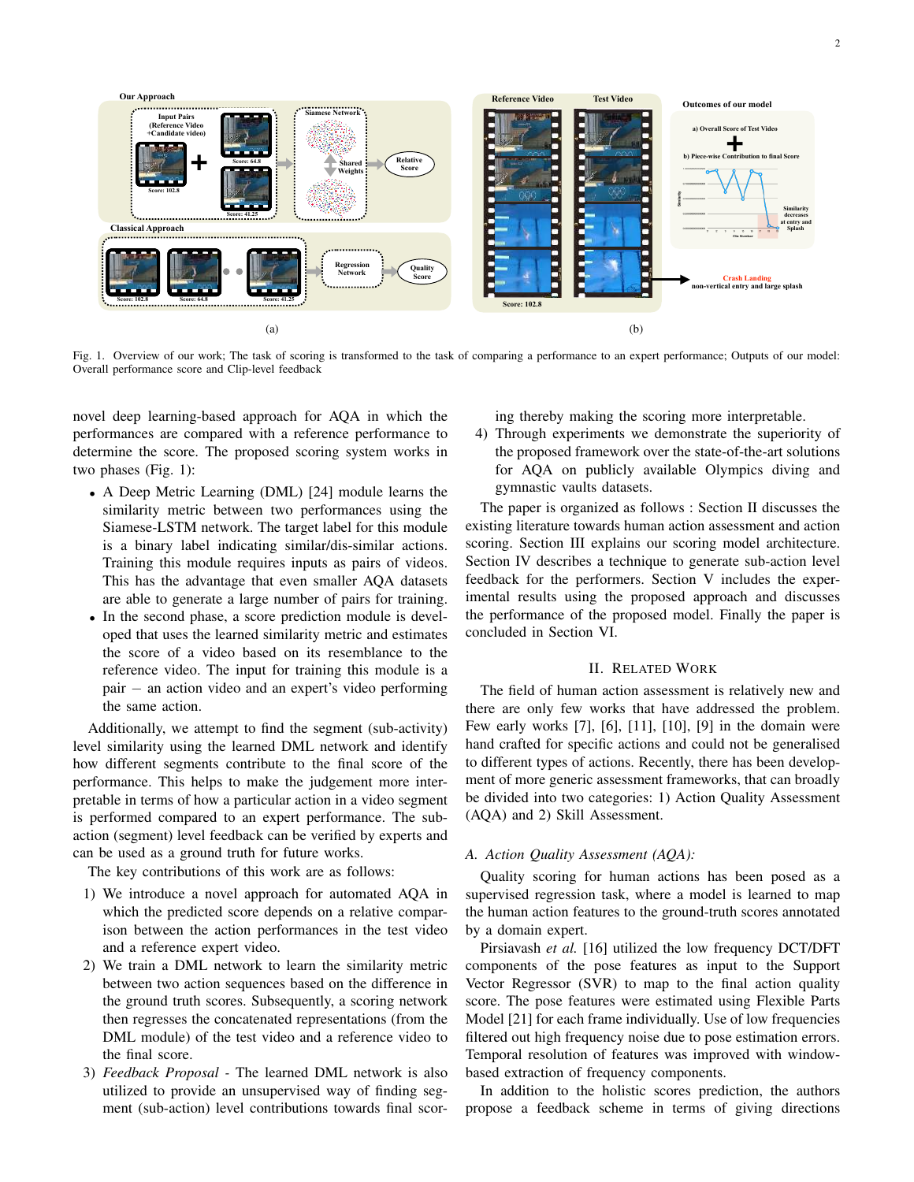Fig. 1. Overview of our work; The task of scoring is transformed to the task of comparing a performance to an expert performance; Outputs of our model: Overall performance score and Clip-level feedback

novel deep learning-based approach for AQA in which the performances are compared with a reference performance to determine the score. The proposed scoring system works in two phases (Fig. 1):

- A Deep Metric Learning (DML) [24] module learns the similarity metric between two performances using the Siamese-LSTM network. The target label for this module is a binary label indicating similar/dis-similar actions. Training this module requires inputs as pairs of videos. This has the advantage that even smaller AQA datasets are able to generate a large number of pairs for training.
- In the second phase, a score prediction module is developed that uses the learned similarity metric and estimates the score of a video based on its resemblance to the reference video. The input for training this module is a pair – an action video and an expert's video performing the same action.

Additionally, we attempt to find the segment (sub-activity) level similarity using the learned DML network and identify how different segments contribute to the final score of the performance. This helps to make the judgement more interpretable in terms of how a particular action in a video segment is performed compared to an expert performance. The sub-action (segment) level feedback can be verified by experts and can be used as a ground truth for future works.

The key contributions of this work are as follows:

1) We introduce a novel approach for automated AQA in which the predicted score depends on a relative comparison between the action performances in the test video and a reference expert video.
2) We train a DML network to learn the similarity metric between two action sequences based on the difference in the ground truth scores. Subsequently, a scoring network then regresses the concatenated representations (from the DML module) of the test video and a reference video to the final score.
3) *Feedback Proposal* - The learned DML network is also utilized to provide an unsupervised way of finding segment (sub-action) level contributions towards final scoring thereby making the scoring more interpretable.
4) Through experiments we demonstrate the superiority of the proposed framework over the state-of-the-art solutions for AQA on publicly available Olympics diving and gymnastic vaults datasets.

The paper is organized as follows : Section II discusses the existing literature towards human action assessment and action scoring. Section III explains our scoring model architecture. Section IV describes a technique to generate sub-action level feedback for the performers. Section V includes the experimental results using the proposed approach and discusses the performance of the proposed model. Finally the paper is concluded in Section VI.

## II. Related Work

The field of human action assessment is relatively new and there are only few works that have addressed the problem. Few early works [7], [6], [11], [10], [9] in the domain were hand crafted for specific actions and could not be generalised to different types of actions. Recently, there has been development of more generic assessment frameworks, that can broadly be divided into two categories: 1) Action Quality Assessment (AQA) and 2) Skill Assessment.

### A. Action Quality Assessment (AQA):

Quality scoring for human actions has been posed as a supervised regression task, where a model is learned to map the human action features to the ground-truth scores annotated by a domain expert.

Pirsiavash *et al.* [16] utilized the low frequency DCT/DFT components of the pose features as input to the Support Vector Regressor (SVR) to map to the final action quality score. The pose features were estimated using Flexible Parts Model [21] for each frame individually. Use of low frequencies filtered out high frequency noise due to pose estimation errors. Temporal resolution of features was improved with window-based extraction of frequency components.

In addition to the holistic scores prediction, the authors propose a feedback scheme in terms of giving directions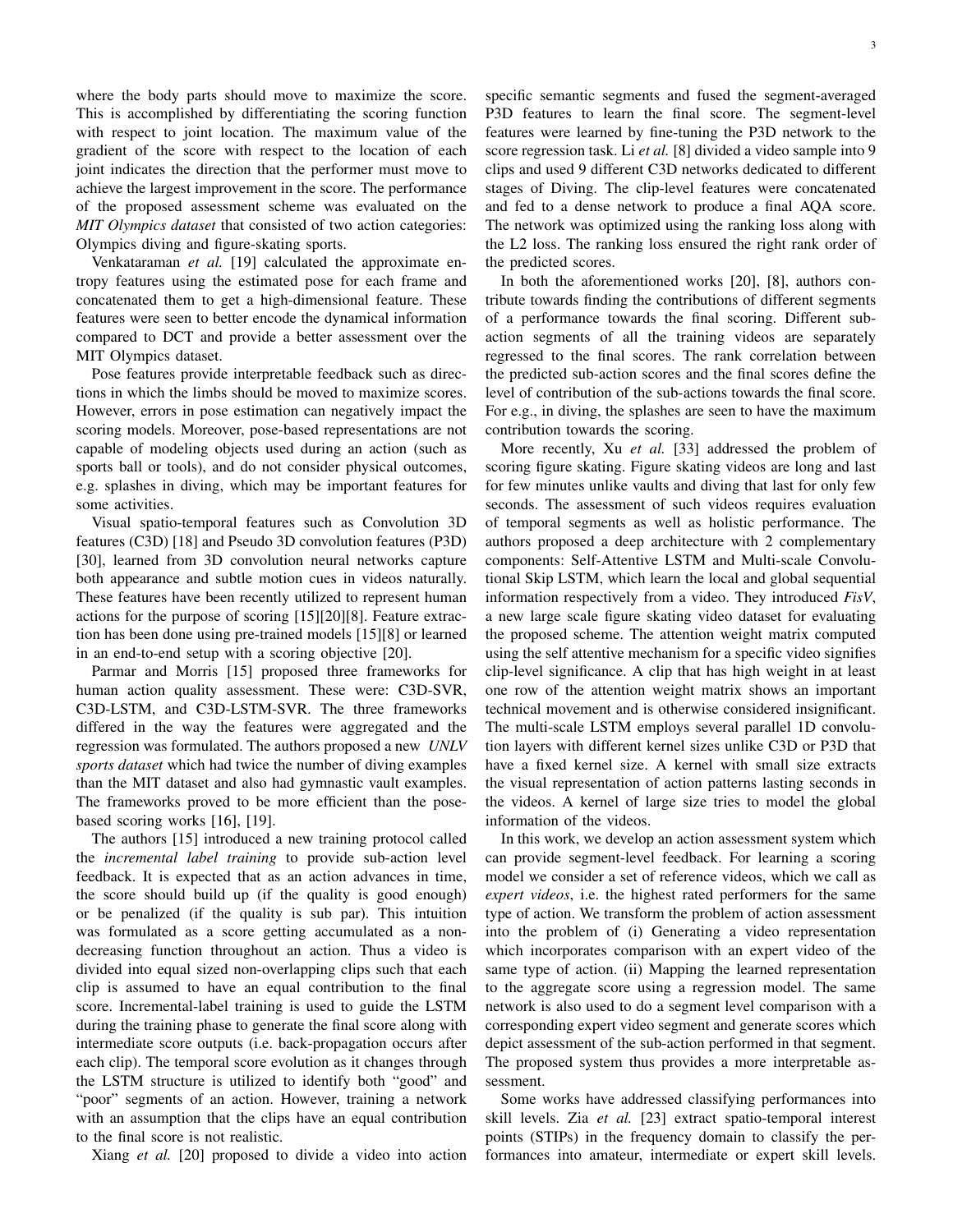where the body parts should move to maximize the score. This is accomplished by differentiating the scoring function with respect to joint location. The maximum value of the gradient of the score with respect to the location of each joint indicates the direction that the performer must move to achieve the largest improvement in the score. The performance of the proposed assessment scheme was evaluated on the *MIT Olympics dataset* that consisted of two action categories: Olympics diving and figure-skating sports.

Venkataraman *et al.* [19] calculated the approximate entropy features using the estimated pose for each frame and concatenated them to get a high-dimensional feature. These features were seen to better encode the dynamical information compared to DCT and provide a better assessment over the MIT Olympics dataset.

Pose features provide interpretable feedback such as directions in which the limbs should be moved to maximize scores. However, errors in pose estimation can negatively impact the scoring models. Moreover, pose-based representations are not capable of modeling objects used during an action (such as sports ball or tools), and do not consider physical outcomes, e.g. splashes in diving, which may be important features for some activities.

Visual spatio-temporal features such as Convolution 3D features (C3D) [18] and Pseudo 3D convolution features (P3D) [30], learned from 3D convolution neural networks capture both appearance and subtle motion cues in videos naturally. These features have been recently utilized to represent human actions for the purpose of scoring [15][20][8]. Feature extraction has been done using pre-trained models [15][8] or learned in an end-to-end setup with a scoring objective [20].

Parmar and Morris [15] proposed three frameworks for human action quality assessment. These were: C3D-SVR, C3D-LSTM, and C3D-LSTM-SVR. The three frameworks differed in the way the features were aggregated and the regression was formulated. The authors proposed a new *UNLV sports dataset* which had twice the number of diving examples than the MIT dataset and also had gymnastic vault examples. The frameworks proved to be more efficient than the pose-based scoring works [16], [19].

The authors [15] introduced a new training protocol called the *incremental label training* to provide sub-action level feedback. It is expected that as an action advances in time, the score should build up (if the quality is good enough) or be penalized (if the quality is sub par). This intuition was formulated as a score getting accumulated as a non-decreasing function throughout an action. Thus a video is divided into equal sized non-overlapping clips such that each clip is assumed to have an equal contribution to the final score. Incremental-label training is used to guide the LSTM during the training phase to generate the final score along with intermediate score outputs (i.e. back-propagation occurs after each clip). The temporal score evolution as it changes through the LSTM structure is utilized to identify both "good" and "poor" segments of an action. However, training a network with an assumption that the clips have an equal contribution to the final score is not realistic.

Xiang *et al.* [20] proposed to divide a video into action specific semantic segments and fused the segment-averaged P3D features to learn the final score. The segment-level features were learned by fine-tuning the P3D network to the score regression task. Li *et al.* [8] divided a video sample into 9 clips and used 9 different C3D networks dedicated to different stages of Diving. The clip-level features were concatenated and fed to a dense network to produce a final AQA score. The network was optimized using the ranking loss along with the L2 loss. The ranking loss ensured the right rank order of the predicted scores.

In both the aforementioned works [20], [8], authors contribute towards finding the contributions of different segments of a performance towards the final scoring. Different sub-action segments of all the training videos are separately regressed to the final scores. The rank correlation between the predicted sub-action scores and the final scores define the level of contribution of the sub-actions towards the final score. For e.g., in diving, the splashes are seen to have the maximum contribution towards the scoring.

More recently, Xu *et al.* [33] addressed the problem of scoring figure skating. Figure skating videos are long and last for few minutes unlike vaults and diving that last for only few seconds. The assessment of such videos requires evaluation of temporal segments as well as holistic performance. The authors proposed a deep architecture with 2 complementary components: Self-Attentive LSTM and Multi-scale Convolutional Skip LSTM, which learn the local and global sequential information respectively from a video. They introduced *FisV*, a new large scale figure skating video dataset for evaluating the proposed scheme. The attention weight matrix computed using the self attentive mechanism for a specific video signifies clip-level significance. A clip that has high weight in at least one row of the attention weight matrix shows an important technical movement and is otherwise considered insignificant. The multi-scale LSTM employs several parallel 1D convolution layers with different kernel sizes unlike C3D or P3D that have a fixed kernel size. A kernel with small size extracts the visual representation of action patterns lasting seconds in the videos. A kernel of large size tries to model the global information of the videos.

In this work, we develop an action assessment system which can provide segment-level feedback. For learning a scoring model we consider a set of reference videos, which we call as *expert videos*, i.e. the highest rated performers for the same type of action. We transform the problem of action assessment into the problem of (i) Generating a video representation which incorporates comparison with an expert video of the same type of action. (ii) Mapping the learned representation to the aggregate score using a regression model. The same network is also used to do a segment level comparison with a corresponding expert video segment and generate scores which depict assessment of the sub-action performed in that segment. The proposed system thus provides a more interpretable assessment.

Some works have addressed classifying performances into skill levels. Zia *et al.* [23] extract spatio-temporal interest points (STIPs) in the frequency domain to classify the performances into amateur, intermediate or expert skill levels.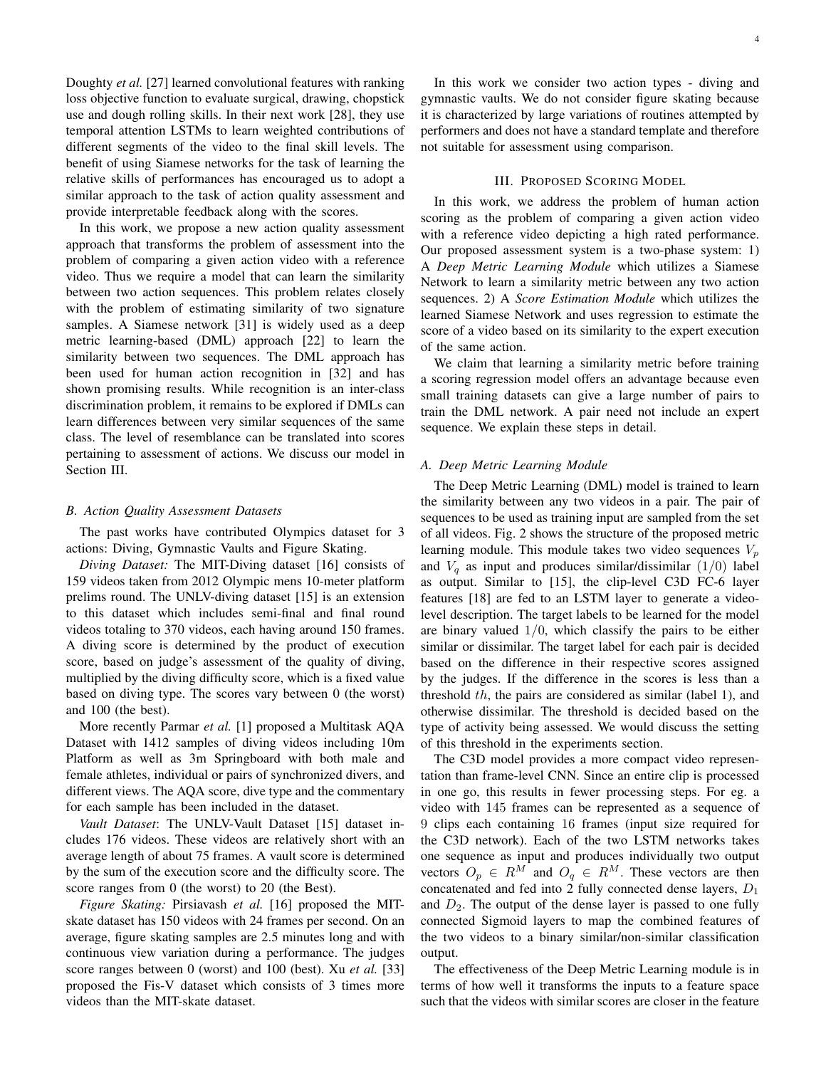Doughty *et al.* [27] learned convolutional features with ranking loss objective function to evaluate surgical, drawing, chopstick use and dough rolling skills. In their next work [28], they use temporal attention LSTMs to learn weighted contributions of different segments of the video to the final skill levels. The benefit of using Siamese networks for the task of learning the relative skills of performances has encouraged us to adopt a similar approach to the task of action quality assessment and provide interpretable feedback along with the scores.

In this work, we propose a new action quality assessment approach that transforms the problem of assessment into the problem of comparing a given action video with a reference video. Thus we require a model that can learn the similarity between two action sequences. This problem relates closely with the problem of estimating similarity of two signature samples. A Siamese network [31] is widely used as a deep metric learning-based (DML) approach [22] to learn the similarity between two sequences. The DML approach has been used for human action recognition in [32] and has shown promising results. While recognition is an inter-class discrimination problem, it remains to be explored if DMLs can learn differences between very similar sequences of the same class. The level of resemblance can be translated into scores pertaining to assessment of actions. We discuss our model in Section III.

### B. Action Quality Assessment Datasets

The past works have contributed Olympics dataset for 3 actions: Diving, Gymnastic Vaults and Figure Skating.

*Diving Dataset:* The MIT-Diving dataset [16] consists of 159 videos taken from 2012 Olympic mens 10-meter platform prelims round. The UNLV-diving dataset [15] is an extension to this dataset which includes semi-final and final round videos totaling to 370 videos, each having around 150 frames. A diving score is determined by the product of execution score, based on judge's assessment of the quality of diving, multiplied by the diving difficulty score, which is a fixed value based on diving type. The scores vary between 0 (the worst) and 100 (the best).

More recently Parmar *et al.* [1] proposed a Multitask AQA Dataset with 1412 samples of diving videos including 10m Platform as well as 3m Springboard with both male and female athletes, individual or pairs of synchronized divers, and different views. The AQA score, dive type and the commentary for each sample has been included in the dataset.

*Vault Dataset*: The UNLV-Vault Dataset [15] dataset includes 176 videos. These videos are relatively short with an average length of about 75 frames. A vault score is determined by the sum of the execution score and the difficulty score. The score ranges from 0 (the worst) to 20 (the Best).

*Figure Skating:* Pirsiavash *et al.* [16] proposed the MIT-skate dataset has 150 videos with 24 frames per second. On an average, figure skating samples are 2.5 minutes long and with continuous view variation during a performance. The judges score ranges between 0 (worst) and 100 (best). Xu *et al.* [33] proposed the Fis-V dataset which consists of 3 times more videos than the MIT-skate dataset.

In this work we consider two action types - diving and gymnastic vaults. We do not consider figure skating because it is characterized by large variations of routines attempted by performers and does not have a standard template and therefore not suitable for assessment using comparison.

## III. Proposed Scoring Model

In this work, we address the problem of human action scoring as the problem of comparing a given action video with a reference video depicting a high rated performance. Our proposed assessment system is a two-phase system: 1) A *Deep Metric Learning Module* which utilizes a Siamese Network to learn a similarity metric between any two action sequences. 2) A *Score Estimation Module* which utilizes the learned Siamese Network and uses regression to estimate the score of a video based on its similarity to the expert execution of the same action.

We claim that learning a similarity metric before training a scoring regression model offers an advantage because even small training datasets can give a large number of pairs to train the DML network. A pair need not include an expert sequence. We explain these steps in detail.

### A. Deep Metric Learning Module

The Deep Metric Learning (DML) model is trained to learn the similarity between any two videos in a pair. The pair of sequences to be used as training input are sampled from the set of all videos. Fig. 2 shows the structure of the proposed metric learning module. This module takes two video sequences $V_p$ and $V_q$ as input and produces similar/dissimilar $(1/0)$ label as output. Similar to [15], the clip-level C3D FC-6 layer features [18] are fed to an LSTM layer to generate a video-level description. The target labels to be learned for the model are binary valued $1/0$, which classify the pairs to be either similar or dissimilar. The target label for each pair is decided based on the difference in their respective scores assigned by the judges. If the difference in the scores is less than a threshold $th$, the pairs are considered as similar (label 1), and otherwise dissimilar. The threshold is decided based on the type of activity being assessed. We would discuss the setting of this threshold in the experiments section.

The C3D model provides a more compact video representation than frame-level CNN. Since an entire clip is processed in one go, this results in fewer processing steps. For eg. a video with $145$ frames can be represented as a sequence of $9$ clips each containing $16$ frames (input size required for the C3D network). Each of the two LSTM networks takes one sequence as input and produces individually two output vectors $O_p \in R^M$ and $O_q \in R^M$. These vectors are then concatenated and fed into 2 fully connected dense layers, $D_1$ and $D_2$. The output of the dense layer is passed to one fully connected Sigmoid layers to map the combined features of the two videos to a binary similar/non-similar classification output.

The effectiveness of the Deep Metric Learning module is in terms of how well it transforms the inputs to a feature space such that the videos with similar scores are closer in the feature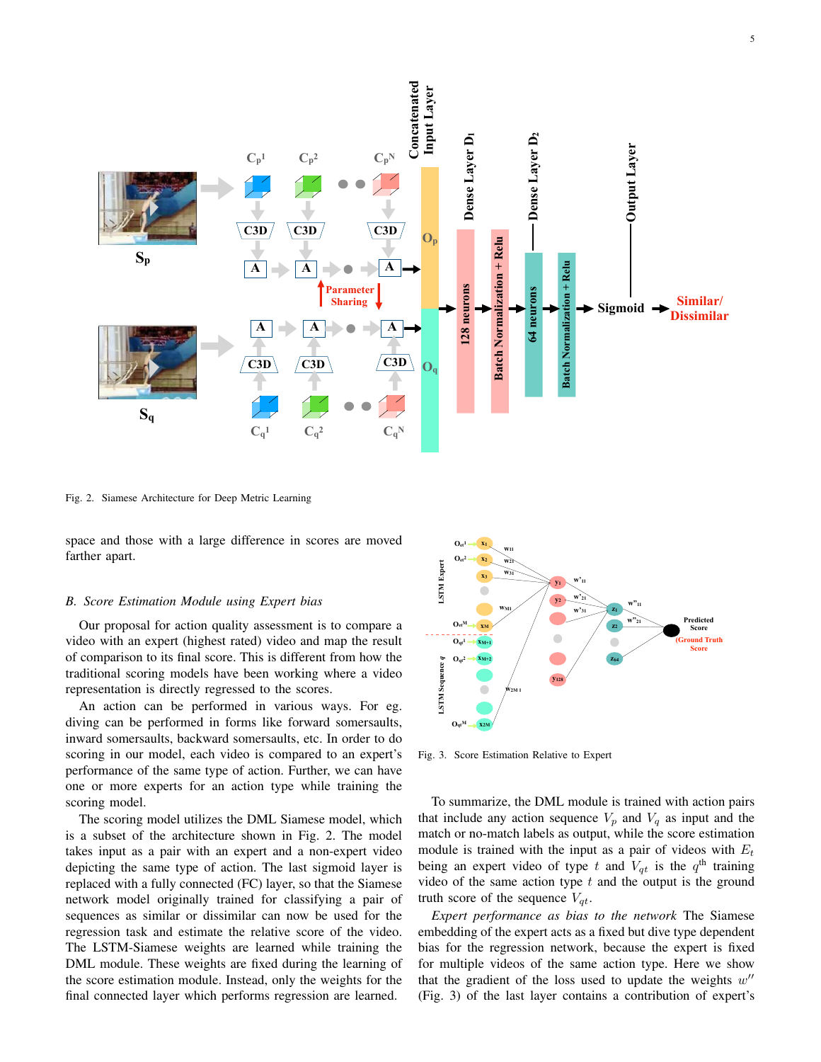Fig. 2. Siamese Architecture for Deep Metric Learning

space and those with a large difference in scores are moved farther apart.

### B. Score Estimation Module using Expert bias

Our proposal for action quality assessment is to compare a video with an expert (highest rated) video and map the result of comparison to its final score. This is different from how the traditional scoring models have been working where a video representation is directly regressed to the scores.

An action can be performed in various ways. For eg. diving can be performed in forms like forward somersaults, inward somersaults, backward somersaults, etc. In order to do scoring in our model, each video is compared to an expert's performance of the same type of action. Further, we can have one or more experts for an action type while training the scoring model.

The scoring model utilizes the DML Siamese model, which is a subset of the architecture shown in Fig. 2. The model takes input as a pair with an expert and a non-expert video depicting the same type of action. The last sigmoid layer is replaced with a fully connected (FC) layer, so that the Siamese network model originally trained for classifying a pair of sequences as similar or dissimilar can now be used for the regression task and estimate the relative score of the video. The LSTM-Siamese weights are learned while training the DML module. These weights are fixed during the learning of the score estimation module. Instead, only the weights for the final connected layer which performs regression are learned.

Fig. 3. Score Estimation Relative to Expert

To summarize, the DML module is trained with action pairs that include any action sequence $V_p$ and $V_q$ as input and the match or no-match labels as output, while the score estimation module is trained with the input as a pair of videos with $E_t$ being an expert video of type $t$ and $V_{qt}$ is the $q^{\text{th}}$ training video of the same action type $t$ and the output is the ground truth score of the sequence $V_{qt}$.

*Expert performance as bias to the network* The Siamese embedding of the expert acts as a fixed but dive type dependent bias for the regression network, because the expert is fixed for multiple videos of the same action type. Here we show that the gradient of the loss used to update the weights $w''$ (Fig. 3) of the last layer contains a contribution of expert's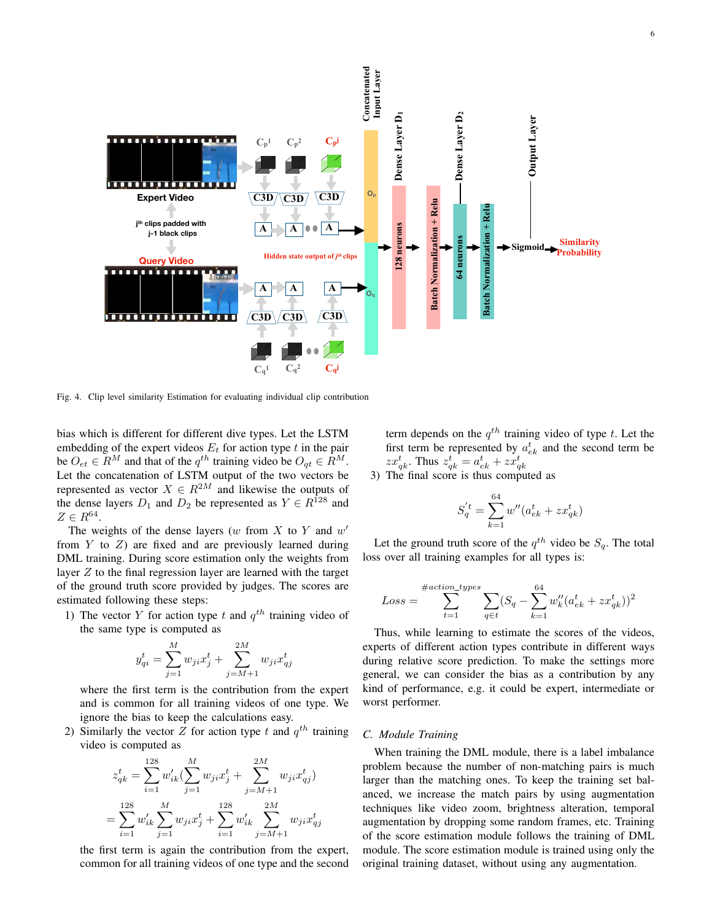Fig. 4. Clip level similarity Estimation for evaluating individual clip contribution

bias which is different for different dive types. Let the LSTM embedding of the expert videos $E_t$ for action type $t$ in the pair be $O_{et} \in R^M$ and that of the $q^{th}$ training video be $O_{qt} \in R^M$. Let the concatenation of LSTM output of the two vectors be represented as vector $X \in R^{2M}$ and likewise the outputs of the dense layers $D_1$ and $D_2$ be represented as $Y \in R^{128}$ and $Z \in R^{64}$.

The weights of the dense layers ($w$ from $X$ to $Y$ and $w'$ from $Y$ to $Z$) are fixed and are previously learned during DML training. During score estimation only the weights from layer $Z$ to the final regression layer are learned with the target of the ground truth score provided by judges. The scores are estimated following these steps:

1) The vector $Y$ for action type $t$ and $q^{th}$ training video of the same type is computed as

$$y_{qi}^t = \sum_{j=1}^{M} w_{ji} x_j^t + \sum_{j=M+1}^{2M} w_{ji} x_{qj}^t$$

where the first term is the contribution from the expert and is common for all training videos of one type. We ignore the bias to keep the calculations easy.

2) Similarly the vector $Z$ for action type $t$ and $q^{th}$ training video is computed as

$$z_{qk}^t = \sum_{i=1}^{128} w'_{ik} \Big(\sum_{j=1}^{M} w_{ji} x_j^t + \sum_{j=M+1}^{2M} w_{ji} x_{qj}^t\Big)$$

$$= \sum_{i=1}^{128} w'_{ik} \sum_{j=1}^{M} w_{ji} x_j^t + \sum_{i=1}^{128} w'_{ik} \sum_{j=M+1}^{2M} w_{ji} x_{qj}^t$$

the first term is again the contribution from the expert, common for all training videos of one type and the second term depends on the $q^{th}$ training video of type $t$. Let the first term be represented by $a_{ek}^t$ and the second term be $zx_{qk}^t$. Thus $z_{qk}^t = a_{ek}^t + zx_{qk}^t$

3) The final score is thus computed as

$$S_q^{\prime t} = \sum_{k=1}^{64} w''(a_{ek}^t + zx_{qk}^t)$$

Let the ground truth score of the $q^{th}$ video be $S_q$. The total loss over all training examples for all types is:

$$Loss = \sum_{t=1}^{\#action\_types} \sum_{q \in t} (S_q - \sum_{k=1}^{64} w_k''(a_{ek}^t + zx_{qk}^t))^2$$

Thus, while learning to estimate the scores of the videos, experts of different action types contribute in different ways during relative score prediction. To make the settings more general, we can consider the bias as a contribution by any kind of performance, e.g. it could be expert, intermediate or worst performer.

### C. Module Training

When training the DML module, there is a label imbalance problem because the number of non-matching pairs is much larger than the matching ones. To keep the training set balanced, we increase the match pairs by using augmentation techniques like video zoom, brightness alteration, temporal augmentation by dropping some random frames, etc. Training of the score estimation module follows the training of DML module. The score estimation module is trained using only the original training dataset, without using any augmentation.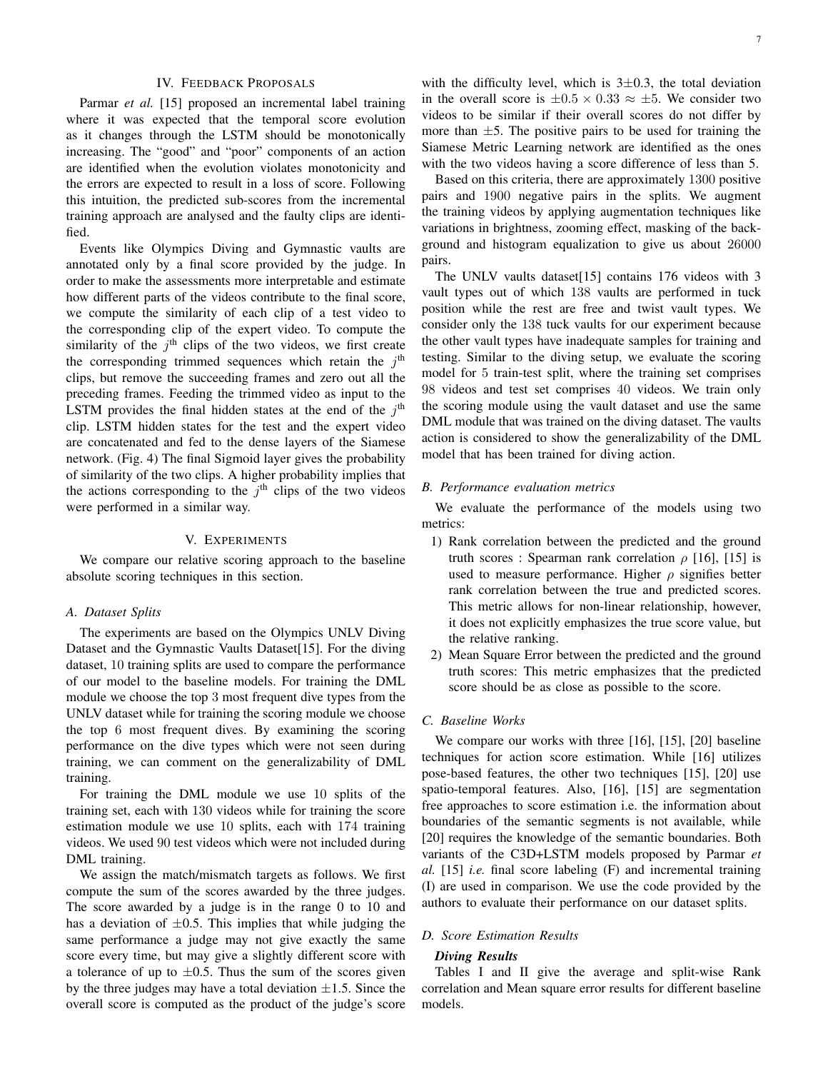## IV. Feedback Proposals

Parmar *et al.* [15] proposed an incremental label training where it was expected that the temporal score evolution as it changes through the LSTM should be monotonically increasing. The "good" and "poor" components of an action are identified when the evolution violates monotonicity and the errors are expected to result in a loss of score. Following this intuition, the predicted sub-scores from the incremental training approach are analysed and the faulty clips are identified.

Events like Olympics Diving and Gymnastic vaults are annotated only by a final score provided by the judge. In order to make the assessments more interpretable and estimate how different parts of the videos contribute to the final score, we compute the similarity of each clip of a test video to the corresponding clip of the expert video. To compute the similarity of the $j^{\text{th}}$ clips of the two videos, we first create the corresponding trimmed sequences which retain the $j^{\text{th}}$ clips, but remove the succeeding frames and zero out all the preceding frames. Feeding the trimmed video as input to the LSTM provides the final hidden states at the end of the $j^{\text{th}}$ clip. LSTM hidden states for the test and the expert video are concatenated and fed to the dense layers of the Siamese network. (Fig. 4) The final Sigmoid layer gives the probability of similarity of the two clips. A higher probability implies that the actions corresponding to the $j^{\text{th}}$ clips of the two videos were performed in a similar way.

## V. Experiments

We compare our relative scoring approach to the baseline absolute scoring techniques in this section.

### A. Dataset Splits

The experiments are based on the Olympics UNLV Diving Dataset and the Gymnastic Vaults Dataset[15]. For the diving dataset, 10 training splits are used to compare the performance of our model to the baseline models. For training the DML module we choose the top 3 most frequent dive types from the UNLV dataset while for training the scoring module we choose the top 6 most frequent dives. By examining the scoring performance on the dive types which were not seen during training, we can comment on the generalizability of DML training.

For training the DML module we use 10 splits of the training set, each with 130 videos while for training the score estimation module we use 10 splits, each with 174 training videos. We used 90 test videos which were not included during DML training.

We assign the match/mismatch targets as follows. We first compute the sum of the scores awarded by the three judges. The score awarded by a judge is in the range 0 to 10 and has a deviation of $\pm 0.5$. This implies that while judging the same performance a judge may not give exactly the same score every time, but may give a slightly different score with a tolerance of up to $\pm 0.5$. Thus the sum of the scores given by the three judges may have a total deviation $\pm 1.5$. Since the overall score is computed as the product of the judge's score with the difficulty level, which is $3 \pm 0.3$, the total deviation in the overall score is $\pm 0.5 \times 0.33 \approx \pm 5$. We consider two videos to be similar if their overall scores do not differ by more than $\pm 5$. The positive pairs to be used for training the Siamese Metric Learning network are identified as the ones with the two videos having a score difference of less than 5.

Based on this criteria, there are approximately 1300 positive pairs and 1900 negative pairs in the splits. We augment the training videos by applying augmentation techniques like variations in brightness, zooming effect, masking of the background and histogram equalization to give us about 26000 pairs.

The UNLV vaults dataset[15] contains 176 videos with 3 vault types out of which 138 vaults are performed in tuck position while the rest are free and twist vault types. We consider only the 138 tuck vaults for our experiment because the other vault types have inadequate samples for training and testing. Similar to the diving setup, we evaluate the scoring model for 5 train-test split, where the training set comprises 98 videos and test set comprises 40 videos. We train only the scoring module using the vault dataset and use the same DML module that was trained on the diving dataset. The vaults action is considered to show the generalizability of the DML model that has been trained for diving action.

### B. Performance evaluation metrics

We evaluate the performance of the models using two metrics:

1) Rank correlation between the predicted and the ground truth scores : Spearman rank correlation $\rho$ [16], [15] is used to measure performance. Higher $\rho$ signifies better rank correlation between the true and predicted scores. This metric allows for non-linear relationship, however, it does not explicitly emphasizes the true score value, but the relative ranking.
2) Mean Square Error between the predicted and the ground truth scores: This metric emphasizes that the predicted score should be as close as possible to the score.

### C. Baseline Works

We compare our works with three [16], [15], [20] baseline techniques for action score estimation. While [16] utilizes pose-based features, the other two techniques [15], [20] use spatio-temporal features. Also, [16], [15] are segmentation free approaches to score estimation i.e. the information about boundaries of the semantic segments is not available, while [20] requires the knowledge of the semantic boundaries. Both variants of the C3D+LSTM models proposed by Parmar *et al.* [15] *i.e.* final score labeling (F) and incremental training (I) are used in comparison. We use the code provided by the authors to evaluate their performance on our dataset splits.

### D. Score Estimation Results

***Diving Results***

Tables I and II give the average and split-wise Rank correlation and Mean square error results for different baseline models.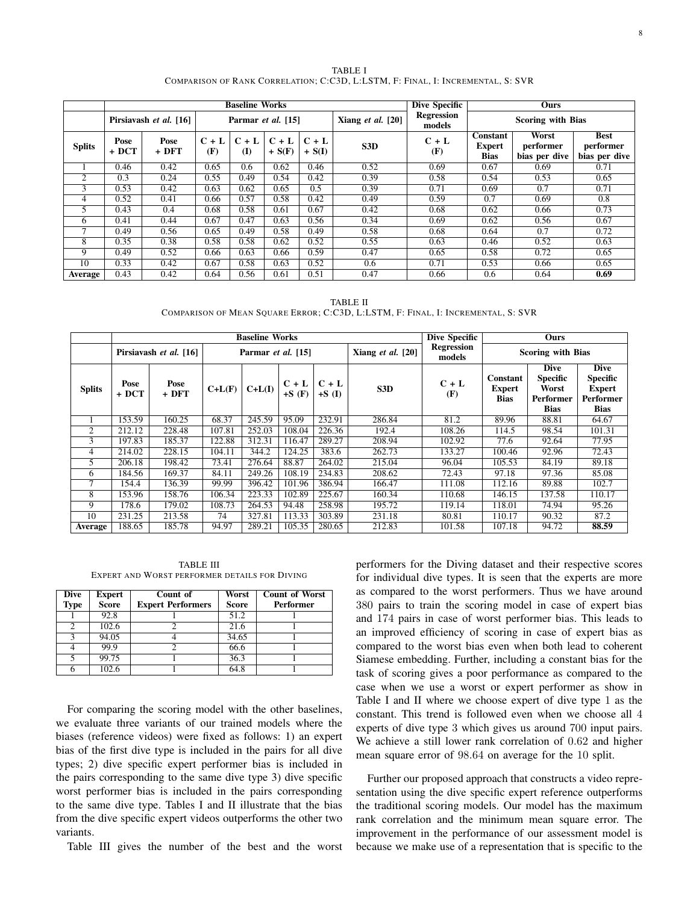TABLE I
COMPARISON OF RANK CORRELATION; C:C3D, L:LSTM, F: FINAL, I: INCREMENTAL, S: SVR

| | **Baseline Works** | | | | | | | **Dive Specific Regression models** | **Ours** | | |
|---|---|---|---|---|---|---|---|---|---|---|---|
| | **Pirsiavash *et al.* [16]** | | **Parmar *et al.* [15]** | | | | **Xiang *et al.* [20]** | | **Scoring with Bias** | | |
| **Splits** | **Pose + DCT** | **Pose + DFT** | **C + L (F)** | **C + L (I)** | **C + L + S(F)** | **C + L + S(I)** | **S3D** | **C + L (F)** | **Constant Expert Bias** | **Worst performer bias per dive** | **Best performer bias per dive** |
| 1 | 0.46 | 0.42 | 0.65 | 0.6 | 0.62 | 0.46 | 0.52 | 0.69 | 0.67 | 0.69 | 0.71 |
| 2 | 0.3 | 0.24 | 0.55 | 0.49 | 0.54 | 0.42 | 0.39 | 0.58 | 0.54 | 0.53 | 0.65 |
| 3 | 0.53 | 0.42 | 0.63 | 0.62 | 0.65 | 0.5 | 0.39 | 0.71 | 0.69 | 0.7 | 0.71 |
| 4 | 0.52 | 0.41 | 0.66 | 0.57 | 0.58 | 0.42 | 0.49 | 0.59 | 0.7 | 0.69 | 0.8 |
| 5 | 0.43 | 0.4 | 0.68 | 0.58 | 0.61 | 0.67 | 0.42 | 0.68 | 0.62 | 0.66 | 0.73 |
| 6 | 0.41 | 0.44 | 0.67 | 0.47 | 0.63 | 0.56 | 0.34 | 0.69 | 0.62 | 0.56 | 0.67 |
| 7 | 0.49 | 0.56 | 0.65 | 0.49 | 0.58 | 0.49 | 0.58 | 0.68 | 0.64 | 0.7 | 0.72 |
| 8 | 0.35 | 0.38 | 0.58 | 0.58 | 0.62 | 0.52 | 0.55 | 0.63 | 0.46 | 0.52 | 0.63 |
| 9 | 0.49 | 0.52 | 0.66 | 0.63 | 0.66 | 0.59 | 0.47 | 0.65 | 0.58 | 0.72 | 0.65 |
| 10 | 0.33 | 0.42 | 0.67 | 0.58 | 0.63 | 0.52 | 0.6 | 0.71 | 0.53 | 0.66 | 0.65 |
| **Average** | 0.43 | 0.42 | 0.64 | 0.56 | 0.61 | 0.51 | 0.47 | 0.66 | 0.6 | 0.64 | **0.69** |

TABLE II
COMPARISON OF MEAN SQUARE ERROR; C:C3D, L:LSTM, F: FINAL, I: INCREMENTAL, S: SVR

| | **Baseline Works** | | | | | | | **Dive Specific Regression models** | **Ours** | | |
|---|---|---|---|---|---|---|---|---|---|---|---|
| | **Pirsiavash *et al.* [16]** | | **Parmar *et al.* [15]** | | | | **Xiang *et al.* [20]** | | **Scoring with Bias** | | |
| **Splits** | **Pose + DCT** | **Pose + DFT** | **C+L(F)** | **C+L(I)** | **C + L +S (F)** | **C + L +S (I)** | **S3D** | **C + L (F)** | **Constant Expert Bias** | **Dive Specific Worst Performer Bias** | **Dive Specific Expert Performer Bias** |
| 1 | 153.59 | 160.25 | 68.37 | 245.59 | 95.09 | 232.91 | 286.84 | 81.2 | 89.96 | 88.81 | 64.67 |
| 2 | 212.12 | 228.48 | 107.81 | 252.03 | 108.04 | 226.36 | 192.4 | 108.26 | 114.5 | 98.54 | 101.31 |
| 3 | 197.83 | 185.37 | 122.88 | 312.31 | 116.47 | 289.27 | 208.94 | 102.92 | 77.6 | 92.64 | 77.95 |
| 4 | 214.02 | 228.15 | 104.11 | 344.2 | 124.25 | 383.6 | 262.73 | 133.27 | 100.46 | 92.96 | 72.43 |
| 5 | 206.18 | 198.42 | 73.41 | 276.64 | 88.87 | 264.02 | 215.04 | 96.04 | 105.53 | 84.19 | 89.18 |
| 6 | 184.56 | 169.37 | 84.11 | 249.26 | 108.19 | 234.83 | 208.62 | 72.43 | 97.18 | 97.36 | 85.08 |
| 7 | 154.4 | 136.39 | 99.99 | 396.42 | 101.96 | 386.94 | 166.47 | 111.08 | 112.16 | 89.88 | 102.7 |
| 8 | 153.96 | 158.76 | 106.34 | 223.33 | 102.89 | 225.67 | 160.34 | 110.68 | 146.15 | 137.58 | 110.17 |
| 9 | 178.6 | 179.02 | 108.73 | 264.53 | 94.48 | 258.98 | 195.72 | 119.14 | 118.01 | 74.94 | 95.26 |
| 10 | 231.25 | 213.58 | 74 | 327.81 | 113.33 | 303.89 | 231.18 | 80.81 | 110.17 | 90.32 | 87.2 |
| **Average** | 188.65 | 185.78 | 94.97 | 289.21 | 105.35 | 280.65 | 212.83 | 101.58 | 107.18 | 94.72 | **88.59** |

TABLE III
EXPERT AND WORST PERFORMER DETAILS FOR DIVING

| **Dive Type** | **Expert Score** | **Count of Expert Performers** | **Worst Score** | **Count of Worst Performer** |
|---|---|---|---|---|
| 1 | 92.8 | 1 | 51.2 | 1 |
| 2 | 102.6 | 2 | 21.6 | 1 |
| 3 | 94.05 | 4 | 34.65 | 1 |
| 4 | 99.9 | 2 | 66.6 | 1 |
| 5 | 99.75 | 1 | 36.3 | 1 |
| 6 | 102.6 | 1 | 64.8 | 1 |

For comparing the scoring model with the other baselines, we evaluate three variants of our trained models where the biases (reference videos) were fixed as follows: 1) an expert bias of the first dive type is included in the pairs for all dive types; 2) dive specific expert performer bias is included in the pairs corresponding to the same dive type 3) dive specific worst performer bias is included in the pairs corresponding to the same dive type. Tables I and II illustrate that the bias from the dive specific expert videos outperforms the other two variants.

Table III gives the number of the best and the worst performers for the Diving dataset and their respective scores for individual dive types. It is seen that the experts are more as compared to the worst performers. Thus we have around $380$ pairs to train the scoring model in case of expert bias and $174$ pairs in case of worst performer bias. This leads to an improved efficiency of scoring in case of expert bias as compared to the worst bias even when both lead to coherent Siamese embedding. Further, including a constant bias for the task of scoring gives a poor performance as compared to the case when we use a worst or expert performer as show in Table I and II where we choose expert of dive type 1 as the constant. This trend is followed even when we choose all $4$ experts of dive type 3 which gives us around $700$ input pairs. We achieve a still lower rank correlation of $0.62$ and higher mean square error of $98.64$ on average for the $10$ split.

Further our proposed approach that constructs a video representation using the dive specific expert reference outperforms the traditional scoring models. Our model has the maximum rank correlation and the minimum mean square error. The improvement in the performance of our assessment model is because we make use of a representation that is specific to the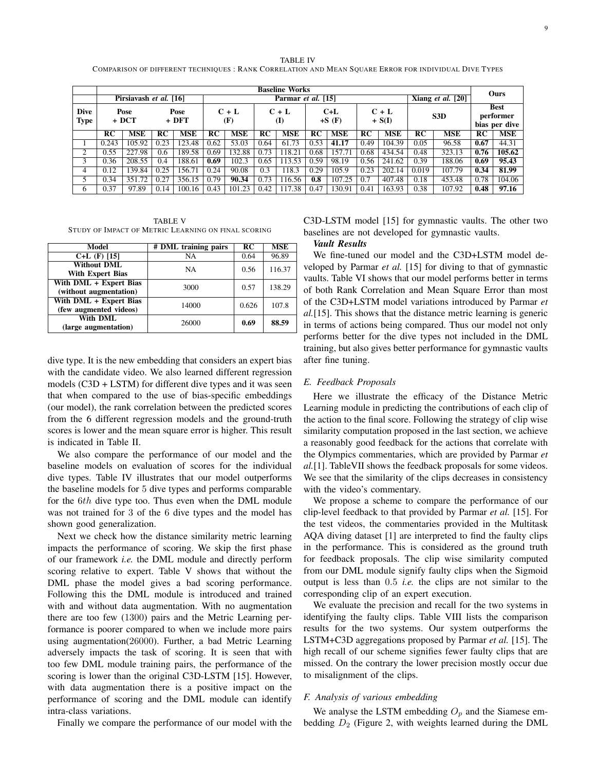TABLE IV
COMPARISON OF DIFFERENT TECHNIQUES : RANK CORRELATION AND MEAN SQUARE ERROR FOR INDIVIDUAL DIVE TYPES

| | **Baseline Works** | | | | | | | | | | | | | | **Ours** | |
|---|---|---|---|---|---|---|---|---|---|---|---|---|---|---|---|---|
| | **Pirsiavash *et al.* [16]** | | | | **Parmar *et al.* [15]** | | | | | | | | **Xiang *et al.* [20]** | | | |
| **Dive Type** | **Pose + DCT** | | **Pose + DFT** | | **C + L (F)** | | **C + L (I)** | | **C+L +S (F)** | | **C + L + S(I)** | | **S3D** | | **Best performer bias per dive** | |
| | **RC** | **MSE** | **RC** | **MSE** | **RC** | **MSE** | **RC** | **MSE** | **RC** | **MSE** | **RC** | **MSE** | **RC** | **MSE** | **RC** | **MSE** |
| 1 | 0.243 | 105.92 | 0.23 | 123.48 | 0.62 | 53.03 | 0.64 | 61.73 | 0.53 | **41.17** | 0.49 | 104.39 | 0.05 | 96.58 | **0.67** | 44.31 |
| 2 | 0.55 | 227.98 | 0.6 | 189.58 | 0.69 | 132.88 | 0.73 | 118.21 | 0.68 | 157.71 | 0.68 | 434.54 | 0.48 | 323.13 | **0.76** | **105.62** |
| 3 | 0.36 | 208.55 | 0.4 | 188.61 | **0.69** | 102.3 | 0.65 | 113.53 | 0.59 | 98.19 | 0.56 | 241.62 | 0.39 | 188.06 | **0.69** | **95.43** |
| 4 | 0.12 | 139.84 | 0.25 | 156.71 | 0.24 | 90.08 | 0.3 | 118.3 | 0.29 | 105.9 | 0.23 | 202.14 | 0.019 | 107.79 | **0.34** | **81.99** |
| 5 | 0.34 | 351.72 | 0.27 | 356.15 | 0.79 | **90.34** | 0.73 | 116.56 | **0.8** | 107.25 | 0.7 | 407.48 | 0.18 | 453.48 | 0.78 | 104.06 |
| 6 | 0.37 | 97.89 | 0.14 | 100.16 | 0.43 | 101.23 | 0.42 | 117.38 | 0.47 | 130.91 | 0.41 | 163.93 | 0.38 | 107.92 | **0.48** | **97.16** |

TABLE V
STUDY OF IMPACT OF METRIC LEARNING ON FINAL SCORING

| Model | # DML training pairs | RC | MSE |
|---|---|---|---|
| **C+L (F) [15]** | NA | 0.64 | 96.89 |
| **Without DML With Expert Bias** | NA | 0.56 | 116.37 |
| **With DML + Expert Bias (without augmentation)** | 3000 | 0.57 | 138.29 |
| **With DML + Expert Bias (few augmented videos)** | 14000 | 0.626 | 107.8 |
| **With DML (large augmentation)** | 26000 | **0.69** | **88.59** |

dive type. It is the new embedding that considers an expert bias with the candidate video. We also learned different regression models (C3D + LSTM) for different dive types and it was seen that when compared to the use of bias-specific embeddings (our model), the rank correlation between the predicted scores from the 6 different regression models and the ground-truth scores is lower and the mean square error is higher. This result is indicated in Table II.

We also compare the performance of our model and the baseline models on evaluation of scores for the individual dive types. Table IV illustrates that our model outperforms the baseline models for 5 dive types and performs comparable for the $6th$ dive type too. Thus even when the DML module was not trained for 3 of the 6 dive types and the model has shown good generalization.

Next we check how the distance similarity metric learning impacts the performance of scoring. We skip the first phase of our framework *i.e.* the DML module and directly perform scoring relative to expert. Table V shows that without the DML phase the model gives a bad scoring performance. Following this the DML module is introduced and trained with and without data augmentation. With no augmentation there are too few (1300) pairs and the Metric Learning performance is poorer compared to when we include more pairs using augmentation(26000). Further, a bad Metric Learning adversely impacts the task of scoring. It is seen that with too few DML module training pairs, the performance of the scoring is lower than the original C3D-LSTM [15]. However, with data augmentation there is a positive impact on the performance of scoring and the DML module can identify intra-class variations.

Finally we compare the performance of our model with the C3D-LSTM model [15] for gymnastic vaults. The other two baselines are not developed for gymnastic vaults.

***Vault Results***

We fine-tuned our model and the C3D+LSTM model developed by Parmar *et al.* [15] for diving to that of gymnastic vaults. Table VI shows that our model performs better in terms of both Rank Correlation and Mean Square Error than most of the C3D+LSTM model variations introduced by Parmar *et al.*[15]. This shows that the distance metric learning is generic in terms of actions being compared. Thus our model not only performs better for the dive types not included in the DML training, but also gives better performance for gymnastic vaults after fine tuning.

### *E. Feedback Proposals*

Here we illustrate the efficacy of the Distance Metric Learning module in predicting the contributions of each clip of the action to the final score. Following the strategy of clip wise similarity computation proposed in the last section, we achieve a reasonably good feedback for the actions that correlate with the Olympics commentaries, which are provided by Parmar *et al.*[1]. TableVII shows the feedback proposals for some videos. We see that the similarity of the clips decreases in consistency with the video's commentary.

We propose a scheme to compare the performance of our clip-level feedback to that provided by Parmar *et al.* [15]. For the test videos, the commentaries provided in the Multitask AQA diving dataset [1] are interpreted to find the faulty clips in the performance. This is considered as the ground truth for feedback proposals. The clip wise similarity computed from our DML module signify faulty clips when the Sigmoid output is less than 0.5 *i.e.* the clips are not similar to the corresponding clip of an expert execution.

We evaluate the precision and recall for the two systems in identifying the faulty clips. Table VIII lists the comparison results for the two systems. Our system outperforms the LSTM+C3D aggregations proposed by Parmar *et al.* [15]. The high recall of our scheme signifies fewer faulty clips that are missed. On the contrary the lower precision mostly occur due to misalignment of the clips.

### *F. Analysis of various embedding*

We analyse the LSTM embedding $O_p$ and the Siamese embedding $D_2$ (Figure 2, with weights learned during the DML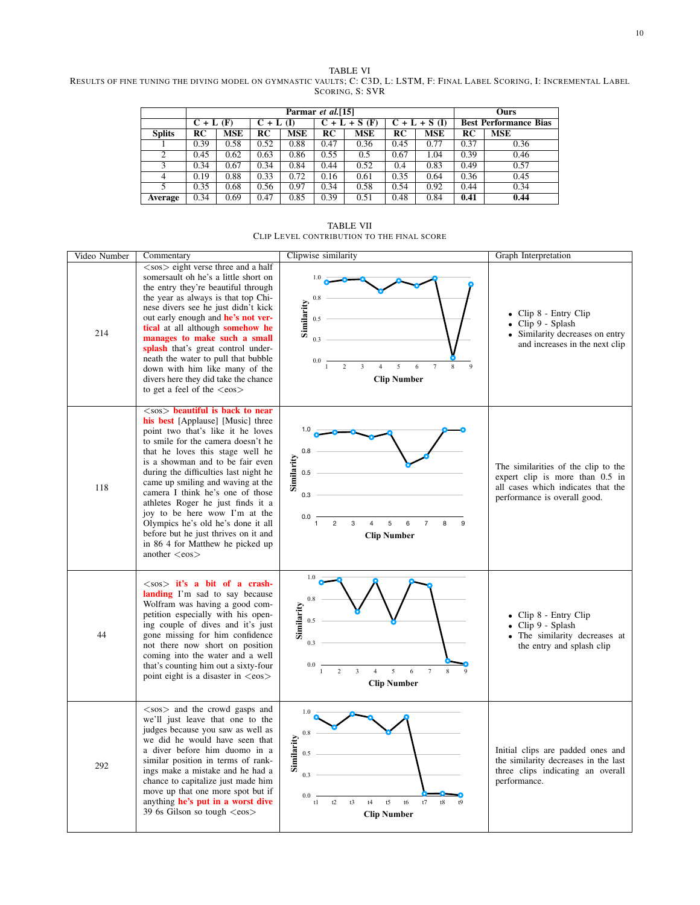TABLE VI
RESULTS OF FINE TUNING THE DIVING MODEL ON GYMNASTIC VAULTS; C: C3D, L: LSTM, F: FINAL LABEL SCORING, I: INCREMENTAL LABEL SCORING, S: SVR

| | Parmar *et al.*[15] | | | | | | | | Ours | |
|---|---|---|---|---|---|---|---|---|---|---|
| | C + L (F) | | C + L (I) | | C + L + S (F) | | C + L + S (I) | | Best Performance Bias | |
| **Splits** | **RC** | **MSE** | **RC** | **MSE** | **RC** | **MSE** | **RC** | **MSE** | **RC** | **MSE** |
| 1 | 0.39 | 0.58 | 0.52 | 0.88 | 0.47 | 0.36 | 0.45 | 0.77 | 0.37 | 0.36 |
| 2 | 0.45 | 0.62 | 0.63 | 0.86 | 0.55 | 0.5 | 0.67 | 1.04 | 0.39 | 0.46 |
| 3 | 0.34 | 0.67 | 0.34 | 0.84 | 0.44 | 0.52 | 0.4 | 0.83 | 0.49 | 0.57 |
| 4 | 0.19 | 0.88 | 0.33 | 0.72 | 0.16 | 0.61 | 0.35 | 0.64 | 0.36 | 0.45 |
| 5 | 0.35 | 0.68 | 0.56 | 0.97 | 0.34 | 0.58 | 0.54 | 0.92 | 0.44 | 0.34 |
| **Average** | 0.34 | 0.69 | 0.47 | 0.85 | 0.39 | 0.51 | 0.48 | 0.84 | **0.41** | **0.44** |

TABLE VII
CLIP LEVEL CONTRIBUTION TO THE FINAL SCORE

| Video Number | Commentary | Clipwise similarity | Graph Interpretation |
|---|---|---|---|
| 214 | <sos> eight verse three and a half somersault oh he's a little short on the entry they're beautiful through the year as always is that top Chinese divers see he just didn't kick out early enough and **he's not vertical** at all although **somehow he manages to make such a small splash** that's great control underneath the water to pull that bubble down with him like many of the divers here they did take the chance to get a feel of the <eos> | | • Clip 8 - Entry Clip<br>• Clip 9 - Splash<br>• Similarity decreases on entry and increases in the next clip |
| 118 | <sos> **beautiful is back to near his best** [Applause] [Music] three point two that's like it he loves to smile for the camera doesn't he that he loves this stage well he is a showman and to be fair even during the difficulties last night he came up smiling and waving at the camera I think he's one of those athletes Roger he just finds it a joy to be here wow I'm at the Olympics he's old he's done it all before but he just thrives on it and in 86 4 for Matthew he picked up another <eos> | | The similarities of the clip to the expert clip is more than 0.5 in all cases which indicates that the performance is overall good. |
| 44 | <sos> **it's a bit of a crash-landing** I'm sad to say because Wolfram was having a good competition especially with his opening couple of dives and it's just gone missing for him confidence not there now short on position coming into the water and a well that's counting him out a sixty-four point eight is a disaster in <eos> | | • Clip 8 - Entry Clip<br>• Clip 9 - Splash<br>• The similarity decreases at the entry and splash clip |
| 292 | <sos> and the crowd gasps and we'll just leave that one to the judges because you saw as well as we did he would have seen that a diver before him duomo in a similar position in terms of rankings make a mistake and he had a chance to capitalize just made him move up that one more spot but if anything **he's put in a worst dive** 39 6s Gilson so tough <eos> | | Initial clips are padded ones and the similarity decreases in the last three clips indicating an overall performance. |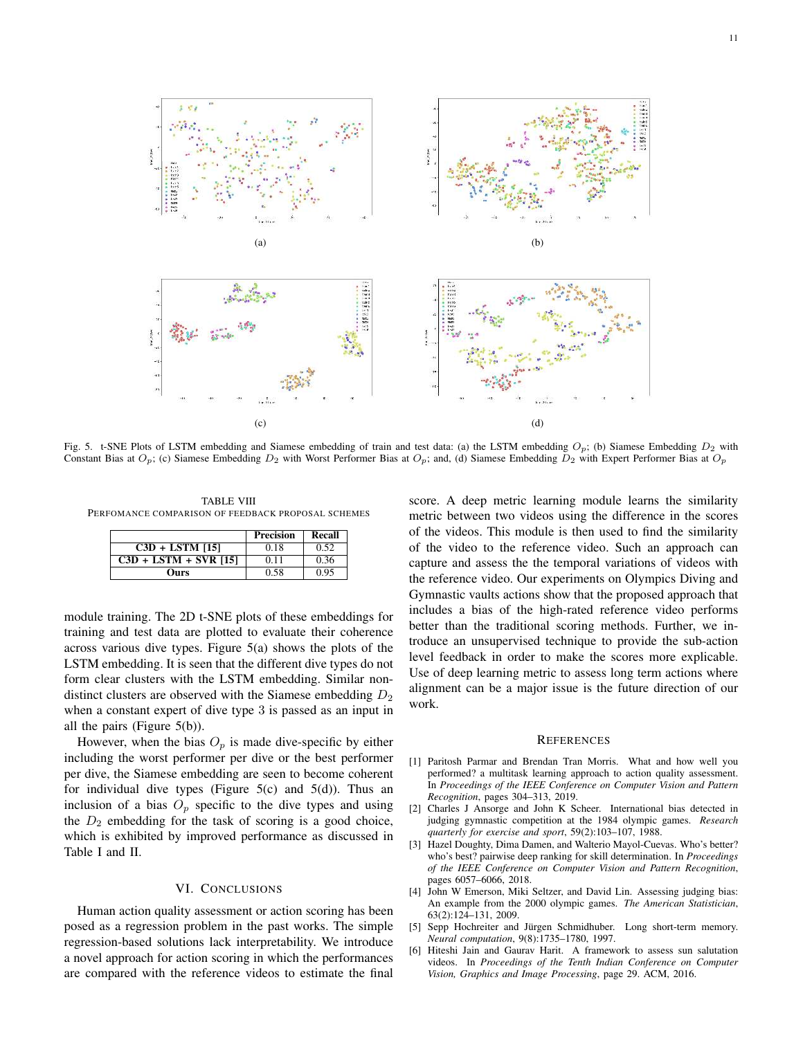Fig. 5. t-SNE Plots of LSTM embedding and Siamese embedding of train and test data: (a) the LSTM embedding $O_p$; (b) Siamese Embedding $D_2$ with Constant Bias at $O_p$; (c) Siamese Embedding $D_2$ with Worst Performer Bias at $O_p$; and, (d) Siamese Embedding $D_2$ with Expert Performer Bias at $O_p$

TABLE VIII
PERFOMANCE COMPARISON OF FEEDBACK PROPOSAL SCHEMES

| | Precision | Recall |
|---|---|---|
| **C3D + LSTM [15]** | 0.18 | 0.52 |
| **C3D + LSTM + SVR [15]** | 0.11 | 0.36 |
| **Ours** | 0.58 | 0.95 |

module training. The 2D t-SNE plots of these embeddings for training and test data are plotted to evaluate their coherence across various dive types. Figure 5(a) shows the plots of the LSTM embedding. It is seen that the different dive types do not form clear clusters with the LSTM embedding. Similar non-distinct clusters are observed with the Siamese embedding $D_2$ when a constant expert of dive type 3 is passed as an input in all the pairs (Figure 5(b)).

However, the bias $O_p$ is made dive-specific by either including the worst performer per dive or the best performer per dive, the Siamese embedding are seen to become coherent for individual dive types (Figure 5(c) and 5(d)). Thus an inclusion of a bias $O_p$ specific to the dive types and using the $D_2$ embedding for the task of scoring is a good choice, which is exhibited by improved performance as discussed in Table I and II.

## VI. CONCLUSIONS

Human action quality assessment or action scoring has been posed as a regression problem in the past works. The simple regression-based solutions lack interpretability. We introduce a novel approach for action scoring in which the performances are compared with the reference videos to estimate the final score. A deep metric learning module learns the similarity metric between two videos using the difference in the scores of the videos. This module is then used to find the similarity of the video to the reference video. Such an approach can capture and assess the the temporal variations of videos with the reference video. Our experiments on Olympics Diving and Gymnastic vaults actions show that the proposed approach that includes a bias of the high-rated reference video performs better than the traditional scoring methods. Further, we introduce an unsupervised technique to provide the sub-action level feedback in order to make the scores more explicable. Use of deep learning metric to assess long term actions where alignment can be a major issue is the future direction of our work.

## REFERENCES

[1] Paritosh Parmar and Brendan Tran Morris. What and how well you performed? a multitask learning approach to action quality assessment. In *Proceedings of the IEEE Conference on Computer Vision and Pattern Recognition*, pages 304–313, 2019.

[2] Charles J Ansorge and John K Scheer. International bias detected in judging gymnastic competition at the 1984 olympic games. *Research quarterly for exercise and sport*, 59(2):103–107, 1988.

[3] Hazel Doughty, Dima Damen, and Walterio Mayol-Cuevas. Who's better? who's best? pairwise deep ranking for skill determination. In *Proceedings of the IEEE Conference on Computer Vision and Pattern Recognition*, pages 6057–6066, 2018.

[4] John W Emerson, Miki Seltzer, and David Lin. Assessing judging bias: An example from the 2000 olympic games. *The American Statistician*, 63(2):124–131, 2009.

[5] Sepp Hochreiter and Jürgen Schmidhuber. Long short-term memory. *Neural computation*, 9(8):1735–1780, 1997.

[6] Hiteshi Jain and Gaurav Harit. A framework to assess sun salutation videos. In *Proceedings of the Tenth Indian Conference on Computer Vision, Graphics and Image Processing*, page 29. ACM, 2016.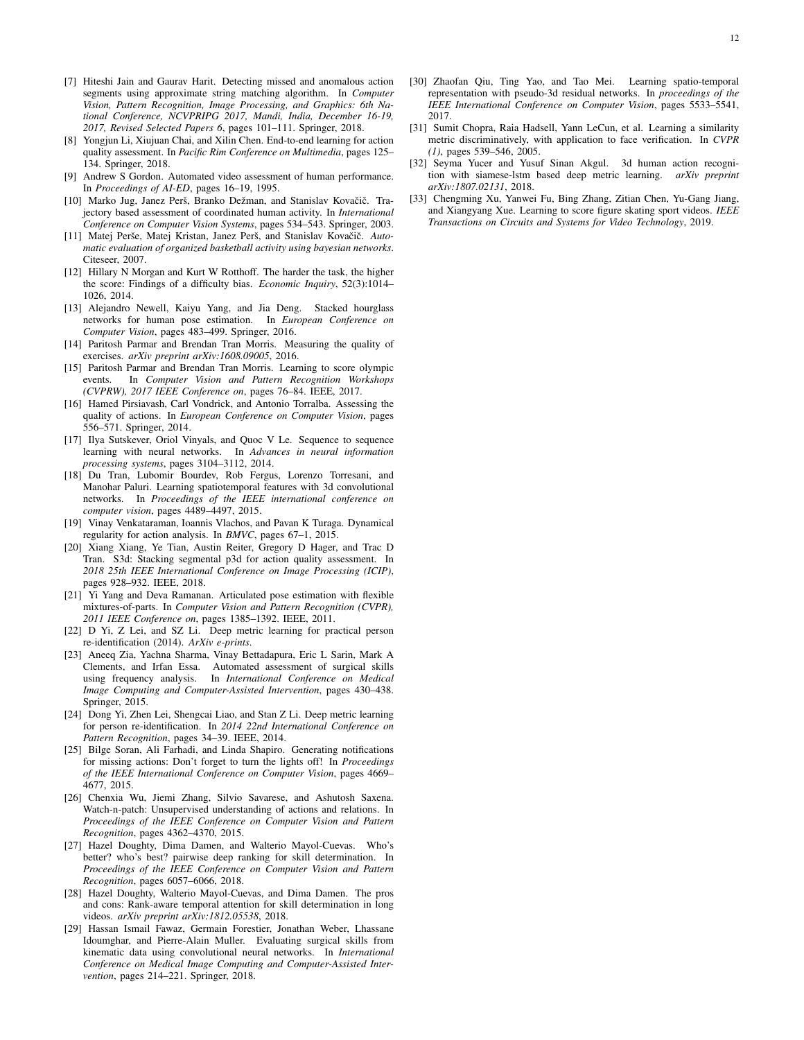[7] Hiteshi Jain and Gaurav Harit. Detecting missed and anomalous action segments using approximate string matching algorithm. In *Computer Vision, Pattern Recognition, Image Processing, and Graphics: 6th National Conference, NCVPRIPG 2017, Mandi, India, December 16-19, 2017, Revised Selected Papers 6*, pages 101–111. Springer, 2018.

[8] Yongjun Li, Xiujuan Chai, and Xilin Chen. End-to-end learning for action quality assessment. In *Pacific Rim Conference on Multimedia*, pages 125–134. Springer, 2018.

[9] Andrew S Gordon. Automated video assessment of human performance. In *Proceedings of AI-ED*, pages 16–19, 1995.

[10] Marko Jug, Janez Perš, Branko Dežman, and Stanislav Kovačič. Trajectory based assessment of coordinated human activity. In *International Conference on Computer Vision Systems*, pages 534–543. Springer, 2003.

[11] Matej Perše, Matej Kristan, Janez Perš, and Stanislav Kovačič. *Automatic evaluation of organized basketball activity using bayesian networks*. Citeseer, 2007.

[12] Hillary N Morgan and Kurt W Rotthoff. The harder the task, the higher the score: Findings of a difficulty bias. *Economic Inquiry*, 52(3):1014–1026, 2014.

[13] Alejandro Newell, Kaiyu Yang, and Jia Deng. Stacked hourglass networks for human pose estimation. In *European Conference on Computer Vision*, pages 483–499. Springer, 2016.

[14] Paritosh Parmar and Brendan Tran Morris. Measuring the quality of exercises. *arXiv preprint arXiv:1608.09005*, 2016.

[15] Paritosh Parmar and Brendan Tran Morris. Learning to score olympic events. In *Computer Vision and Pattern Recognition Workshops (CVPRW), 2017 IEEE Conference on*, pages 76–84. IEEE, 2017.

[16] Hamed Pirsiavash, Carl Vondrick, and Antonio Torralba. Assessing the quality of actions. In *European Conference on Computer Vision*, pages 556–571. Springer, 2014.

[17] Ilya Sutskever, Oriol Vinyals, and Quoc V Le. Sequence to sequence learning with neural networks. In *Advances in neural information processing systems*, pages 3104–3112, 2014.

[18] Du Tran, Lubomir Bourdev, Rob Fergus, Lorenzo Torresani, and Manohar Paluri. Learning spatiotemporal features with 3d convolutional networks. In *Proceedings of the IEEE international conference on computer vision*, pages 4489–4497, 2015.

[19] Vinay Venkataraman, Ioannis Vlachos, and Pavan K Turaga. Dynamical regularity for action analysis. In *BMVC*, pages 67–1, 2015.

[20] Xiang Xiang, Ye Tian, Austin Reiter, Gregory D Hager, and Trac D Tran. S3d: Stacking segmental p3d for action quality assessment. In *2018 25th IEEE International Conference on Image Processing (ICIP)*, pages 928–932. IEEE, 2018.

[21] Yi Yang and Deva Ramanan. Articulated pose estimation with flexible mixtures-of-parts. In *Computer Vision and Pattern Recognition (CVPR), 2011 IEEE Conference on*, pages 1385–1392. IEEE, 2011.

[22] D Yi, Z Lei, and SZ Li. Deep metric learning for practical person re-identification (2014). *ArXiv e-prints*.

[23] Aneeq Zia, Yachna Sharma, Vinay Bettadapura, Eric L Sarin, Mark A Clements, and Irfan Essa. Automated assessment of surgical skills using frequency analysis. In *International Conference on Medical Image Computing and Computer-Assisted Intervention*, pages 430–438. Springer, 2015.

[24] Dong Yi, Zhen Lei, Shengcai Liao, and Stan Z Li. Deep metric learning for person re-identification. In *2014 22nd International Conference on Pattern Recognition*, pages 34–39. IEEE, 2014.

[25] Bilge Soran, Ali Farhadi, and Linda Shapiro. Generating notifications for missing actions: Don't forget to turn the lights off! In *Proceedings of the IEEE International Conference on Computer Vision*, pages 4669–4677, 2015.

[26] Chenxia Wu, Jiemi Zhang, Silvio Savarese, and Ashutosh Saxena. Watch-n-patch: Unsupervised understanding of actions and relations. In *Proceedings of the IEEE Conference on Computer Vision and Pattern Recognition*, pages 4362–4370, 2015.

[27] Hazel Doughty, Dima Damen, and Walterio Mayol-Cuevas. Who's better? who's best? pairwise deep ranking for skill determination. In *Proceedings of the IEEE Conference on Computer Vision and Pattern Recognition*, pages 6057–6066, 2018.

[28] Hazel Doughty, Walterio Mayol-Cuevas, and Dima Damen. The pros and cons: Rank-aware temporal attention for skill determination in long videos. *arXiv preprint arXiv:1812.05538*, 2018.

[29] Hassan Ismail Fawaz, Germain Forestier, Jonathan Weber, Lhassane Idoumghar, and Pierre-Alain Muller. Evaluating surgical skills from kinematic data using convolutional neural networks. In *International Conference on Medical Image Computing and Computer-Assisted Intervention*, pages 214–221. Springer, 2018.

[30] Zhaofan Qiu, Ting Yao, and Tao Mei. Learning spatio-temporal representation with pseudo-3d residual networks. In *proceedings of the IEEE International Conference on Computer Vision*, pages 5533–5541, 2017.

[31] Sumit Chopra, Raia Hadsell, Yann LeCun, et al. Learning a similarity metric discriminatively, with application to face verification. In *CVPR (1)*, pages 539–546, 2005.

[32] Seyma Yucer and Yusuf Sinan Akgul. 3d human action recognition with siamese-lstm based deep metric learning. *arXiv preprint arXiv:1807.02131*, 2018.

[33] Chengming Xu, Yanwei Fu, Bing Zhang, Zitian Chen, Yu-Gang Jiang, and Xiangyang Xue. Learning to score figure skating sport videos. *IEEE Transactions on Circuits and Systems for Video Technology*, 2019.